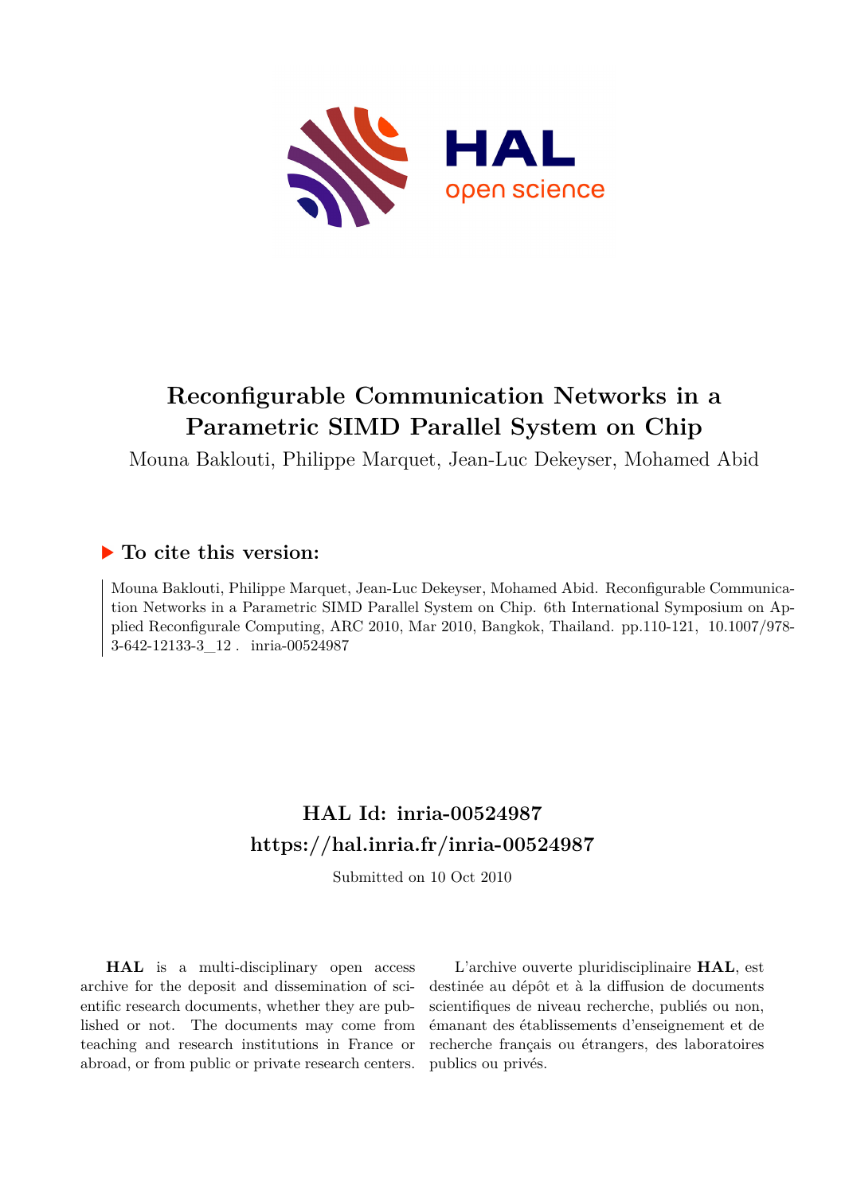# Reconfigurable Communication Networks in a Parametric SIMD Parallel System on Chip

Mouna Baklouti, Philippe Marquet, Jean-Luc Dekeyser, Mohamed Abid

## ▶ To cite this version:

Mouna Baklouti, Philippe Marquet, Jean-Luc Dekeyser, Mohamed Abid. Reconfigurable Communication Networks in a Parametric SIMD Parallel System on Chip. 6th International Symposium on Applied Reconfigurale Computing, ARC 2010, Mar 2010, Bangkok, Thailand. pp.110-121, 10.1007/978-3-642-12133-3_12 . inria-00524987

## HAL Id: inria-00524987
## https://hal.inria.fr/inria-00524987

Submitted on 10 Oct 2010

**HAL** is a multi-disciplinary open access archive for the deposit and dissemination of scientific research documents, whether they are published or not. The documents may come from teaching and research institutions in France or abroad, or from public or private research centers.

L'archive ouverte pluridisciplinaire **HAL**, est destinée au dépôt et à la diffusion de documents scientifiques de niveau recherche, publiés ou non, émanant des établissements d'enseignement et de recherche français ou étrangers, des laboratoires publics ou privés.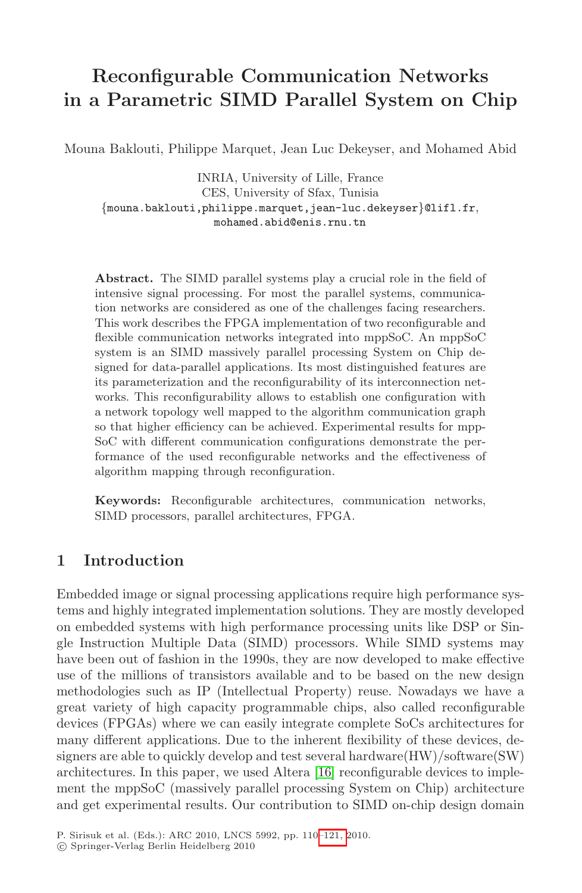# Reconfigurable Communication Networks in a Parametric SIMD Parallel System on Chip

Mouna Baklouti, Philippe Marquet, Jean Luc Dekeyser, and Mohamed Abid

INRIA, University of Lille, France
CES, University of Sfax, Tunisia
{mouna.baklouti,philippe.marquet,jean-luc.dekeyser}@lifl.fr,
mohamed.abid@enis.rnu.tn

**Abstract.** The SIMD parallel systems play a crucial role in the field of intensive signal processing. For most the parallel systems, communication networks are considered as one of the challenges facing researchers. This work describes the FPGA implementation of two reconfigurable and flexible communication networks integrated into mppSoC. An mppSoC system is an SIMD massively parallel processing System on Chip designed for data-parallel applications. Its most distinguished features are its parameterization and the reconfigurability of its interconnection networks. This reconfigurability allows to establish one configuration with a network topology well mapped to the algorithm communication graph so that higher efficiency can be achieved. Experimental results for mppSoC with different communication configurations demonstrate the performance of the used reconfigurable networks and the effectiveness of algorithm mapping through reconfiguration.

**Keywords:** Reconfigurable architectures, communication networks, SIMD processors, parallel architectures, FPGA.

## 1 Introduction

Embedded image or signal processing applications require high performance systems and highly integrated implementation solutions. They are mostly developed on embedded systems with high performance processing units like DSP or Single Instruction Multiple Data (SIMD) processors. While SIMD systems may have been out of fashion in the 1990s, they are now developed to make effective use of the millions of transistors available and to be based on the new design methodologies such as IP (Intellectual Property) reuse. Nowadays we have a great variety of high capacity programmable chips, also called reconfigurable devices (FPGAs) where we can easily integrate complete SoCs architectures for many different applications. Due to the inherent flexibility of these devices, designers are able to quickly develop and test several hardware(HW)/software(SW) architectures. In this paper, we used Altera [16] reconfigurable devices to implement the mppSoC (massively parallel processing System on Chip) architecture and get experimental results. Our contribution to SIMD on-chip design domain

P. Sirisuk et al. (Eds.): ARC 2010, LNCS 5992, pp. 110–121, 2010.
© Springer-Verlag Berlin Heidelberg 2010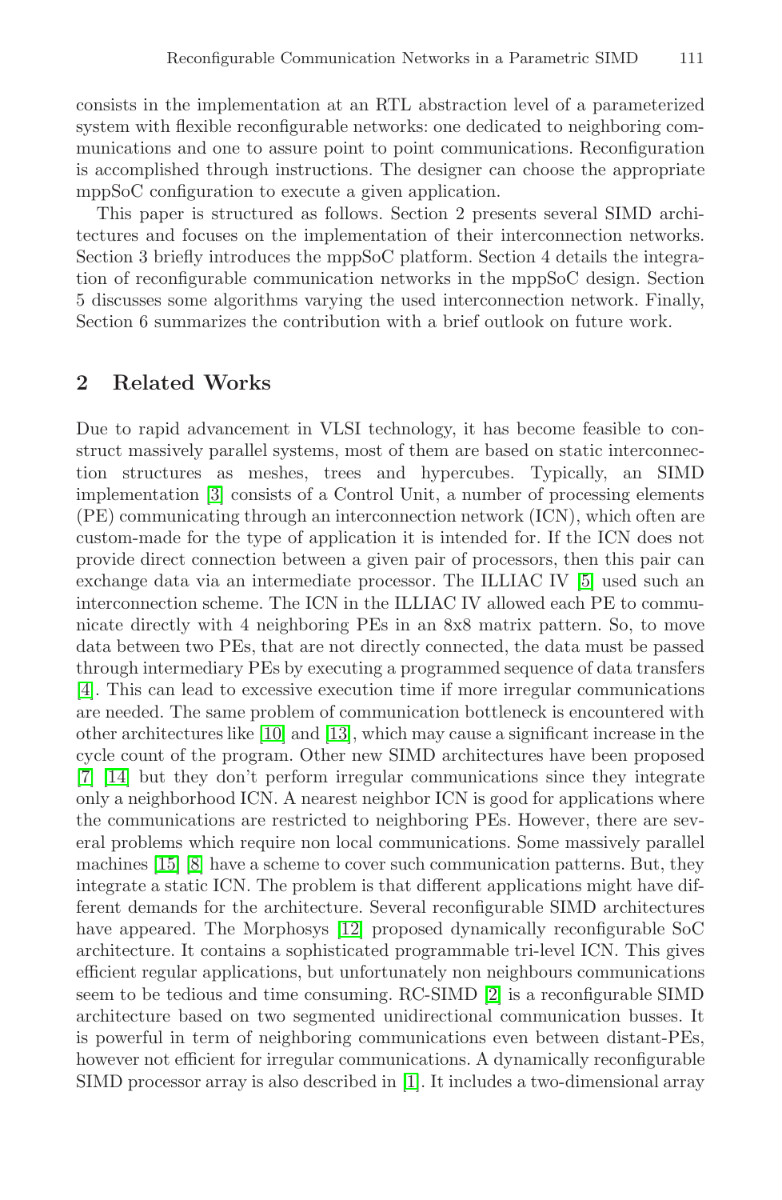consists in the implementation at an RTL abstraction level of a parameterized system with flexible reconfigurable networks: one dedicated to neighboring communications and one to assure point to point communications. Reconfiguration is accomplished through instructions. The designer can choose the appropriate mppSoC configuration to execute a given application.

This paper is structured as follows. Section 2 presents several SIMD architectures and focuses on the implementation of their interconnection networks. Section 3 briefly introduces the mppSoC platform. Section 4 details the integration of reconfigurable communication networks in the mppSoC design. Section 5 discusses some algorithms varying the used interconnection network. Finally, Section 6 summarizes the contribution with a brief outlook on future work.

## 2 Related Works

Due to rapid advancement in VLSI technology, it has become feasible to construct massively parallel systems, most of them are based on static interconnection structures as meshes, trees and hypercubes. Typically, an SIMD implementation [3] consists of a Control Unit, a number of processing elements (PE) communicating through an interconnection network (ICN), which often are custom-made for the type of application it is intended for. If the ICN does not provide direct connection between a given pair of processors, then this pair can exchange data via an intermediate processor. The ILLIAC IV [5] used such an interconnection scheme. The ICN in the ILLIAC IV allowed each PE to communicate directly with 4 neighboring PEs in an 8x8 matrix pattern. So, to move data between two PEs, that are not directly connected, the data must be passed through intermediary PEs by executing a programmed sequence of data transfers [4]. This can lead to excessive execution time if more irregular communications are needed. The same problem of communication bottleneck is encountered with other architectures like [10] and [13], which may cause a significant increase in the cycle count of the program. Other new SIMD architectures have been proposed [7] [14] but they don't perform irregular communications since they integrate only a neighborhood ICN. A nearest neighbor ICN is good for applications where the communications are restricted to neighboring PEs. However, there are several problems which require non local communications. Some massively parallel machines [15] [8] have a scheme to cover such communication patterns. But, they integrate a static ICN. The problem is that different applications might have different demands for the architecture. Several reconfigurable SIMD architectures have appeared. The Morphosys [12] proposed dynamically reconfigurable SoC architecture. It contains a sophisticated programmable tri-level ICN. This gives efficient regular applications, but unfortunately non neighbours communications seem to be tedious and time consuming. RC-SIMD [2] is a reconfigurable SIMD architecture based on two segmented unidirectional communication busses. It is powerful in term of neighboring communications even between distant-PEs, however not efficient for irregular communications. A dynamically reconfigurable SIMD processor array is also described in [1]. It includes a two-dimensional array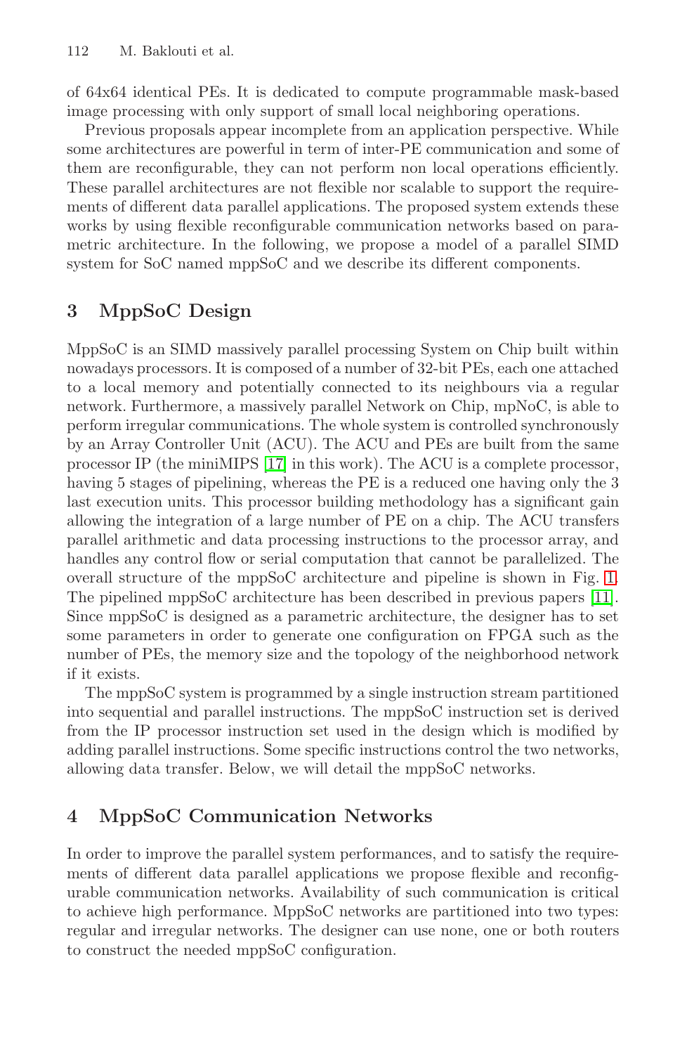of 64x64 identical PEs. It is dedicated to compute programmable mask-based image processing with only support of small local neighboring operations.

Previous proposals appear incomplete from an application perspective. While some architectures are powerful in term of inter-PE communication and some of them are reconfigurable, they can not perform non local operations efficiently. These parallel architectures are not flexible nor scalable to support the requirements of different data parallel applications. The proposed system extends these works by using flexible reconfigurable communication networks based on parametric architecture. In the following, we propose a model of a parallel SIMD system for SoC named mppSoC and we describe its different components.

## 3 MppSoC Design

MppSoC is an SIMD massively parallel processing System on Chip built within nowadays processors. It is composed of a number of 32-bit PEs, each one attached to a local memory and potentially connected to its neighbours via a regular network. Furthermore, a massively parallel Network on Chip, mpNoC, is able to perform irregular communications. The whole system is controlled synchronously by an Array Controller Unit (ACU). The ACU and PEs are built from the same processor IP (the miniMIPS [17] in this work). The ACU is a complete processor, having 5 stages of pipelining, whereas the PE is a reduced one having only the 3 last execution units. This processor building methodology has a significant gain allowing the integration of a large number of PE on a chip. The ACU transfers parallel arithmetic and data processing instructions to the processor array, and handles any control flow or serial computation that cannot be parallelized. The overall structure of the mppSoC architecture and pipeline is shown in Fig. 1. The pipelined mppSoC architecture has been described in previous papers [11]. Since mppSoC is designed as a parametric architecture, the designer has to set some parameters in order to generate one configuration on FPGA such as the number of PEs, the memory size and the topology of the neighborhood network if it exists.

The mppSoC system is programmed by a single instruction stream partitioned into sequential and parallel instructions. The mppSoC instruction set is derived from the IP processor instruction set used in the design which is modified by adding parallel instructions. Some specific instructions control the two networks, allowing data transfer. Below, we will detail the mppSoC networks.

## 4 MppSoC Communication Networks

In order to improve the parallel system performances, and to satisfy the requirements of different data parallel applications we propose flexible and reconfigurable communication networks. Availability of such communication is critical to achieve high performance. MppSoC networks are partitioned into two types: regular and irregular networks. The designer can use none, one or both routers to construct the needed mppSoC configuration.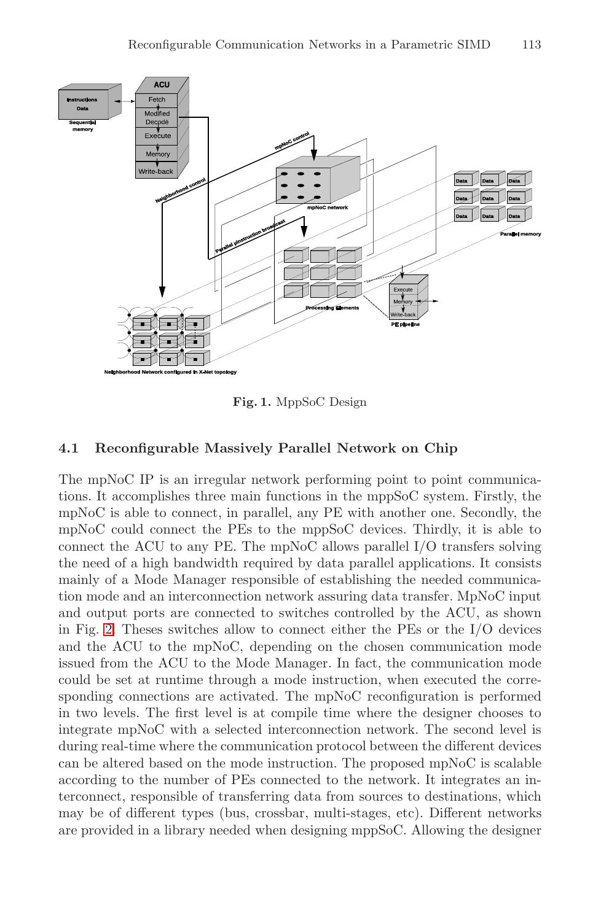Instructions
Data
Sequential memory

ACU
Fetch
Modified Decode
Execute
Memory
Write-back

mpNoC control
Neighborhood control
Parallel instruction broadcast
mpNoC network

Data Data Data
Data Data Data
Data Data Data
Parallel memory

Processing Elements

Execute
Memory
Write-back
PE pipeline

Neighborhood Network configured in X-Net topology

**Fig. 1.** MppSoC Design

### 4.1 Reconfigurable Massively Parallel Network on Chip

The mpNoC IP is an irregular network performing point to point communications. It accomplishes three main functions in the mppSoC system. Firstly, the mpNoC is able to connect, in parallel, any PE with another one. Secondly, the mpNoC could connect the PEs to the mppSoC devices. Thirdly, it is able to connect the ACU to any PE. The mpNoC allows parallel I/O transfers solving the need of a high bandwidth required by data parallel applications. It consists mainly of a Mode Manager responsible of establishing the needed communication mode and an interconnection network assuring data transfer. MpNoC input and output ports are connected to switches controlled by the ACU, as shown in Fig. 2. Theses switches allow to connect either the PEs or the I/O devices and the ACU to the mpNoC, depending on the chosen communication mode issued from the ACU to the Mode Manager. In fact, the communication mode could be set at runtime through a mode instruction, when executed the corresponding connections are activated. The mpNoC reconfiguration is performed in two levels. The first level is at compile time where the designer chooses to integrate mpNoC with a selected interconnection network. The second level is during real-time where the communication protocol between the different devices can be altered based on the mode instruction. The proposed mpNoC is scalable according to the number of PEs connected to the network. It integrates an interconnect, responsible of transferring data from sources to destinations, which may be of different types (bus, crossbar, multi-stages, etc). Different networks are provided in a library needed when designing mppSoC. Allowing the designer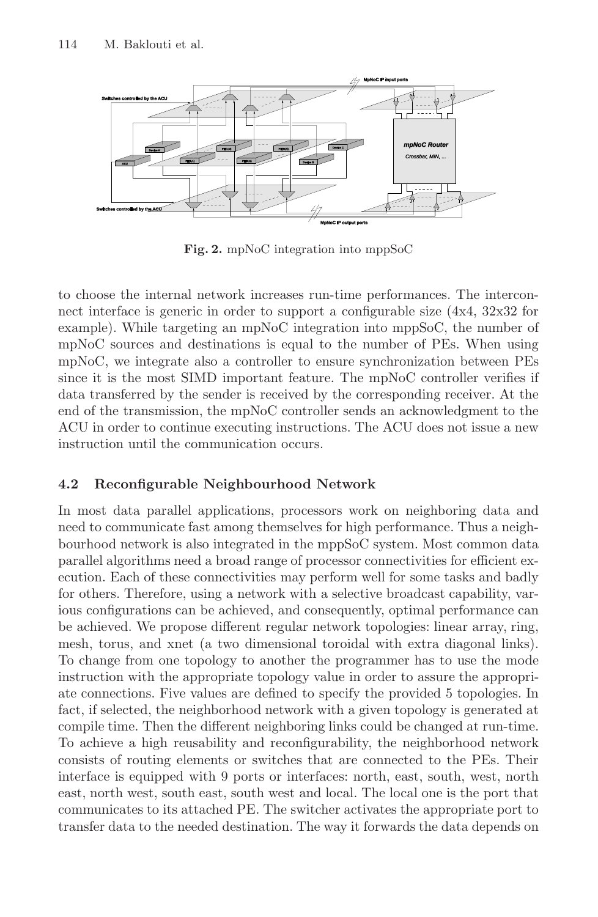**Fig. 2.** mpNoC integration into mppSoC

to choose the internal network increases run-time performances. The interconnect interface is generic in order to support a configurable size (4x4, 32x32 for example). While targeting an mpNoC integration into mppSoC, the number of mpNoC sources and destinations is equal to the number of PEs. When using mpNoC, we integrate also a controller to ensure synchronization between PEs since it is the most SIMD important feature. The mpNoC controller verifies if data transferred by the sender is received by the corresponding receiver. At the end of the transmission, the mpNoC controller sends an acknowledgment to the ACU in order to continue executing instructions. The ACU does not issue a new instruction until the communication occurs.

### 4.2 Reconfigurable Neighbourhood Network

In most data parallel applications, processors work on neighboring data and need to communicate fast among themselves for high performance. Thus a neighbourhood network is also integrated in the mppSoC system. Most common data parallel algorithms need a broad range of processor connectivities for efficient execution. Each of these connectivities may perform well for some tasks and badly for others. Therefore, using a network with a selective broadcast capability, various configurations can be achieved, and consequently, optimal performance can be achieved. We propose different regular network topologies: linear array, ring, mesh, torus, and xnet (a two dimensional toroidal with extra diagonal links). To change from one topology to another the programmer has to use the mode instruction with the appropriate topology value in order to assure the appropriate connections. Five values are defined to specify the provided 5 topologies. In fact, if selected, the neighborhood network with a given topology is generated at compile time. Then the different neighboring links could be changed at run-time. To achieve a high reusability and reconfigurability, the neighborhood network consists of routing elements or switches that are connected to the PEs. Their interface is equipped with 9 ports or interfaces: north, east, south, west, north east, north west, south east, south west and local. The local one is the port that communicates to its attached PE. The switcher activates the appropriate port to transfer data to the needed destination. The way it forwards the data depends on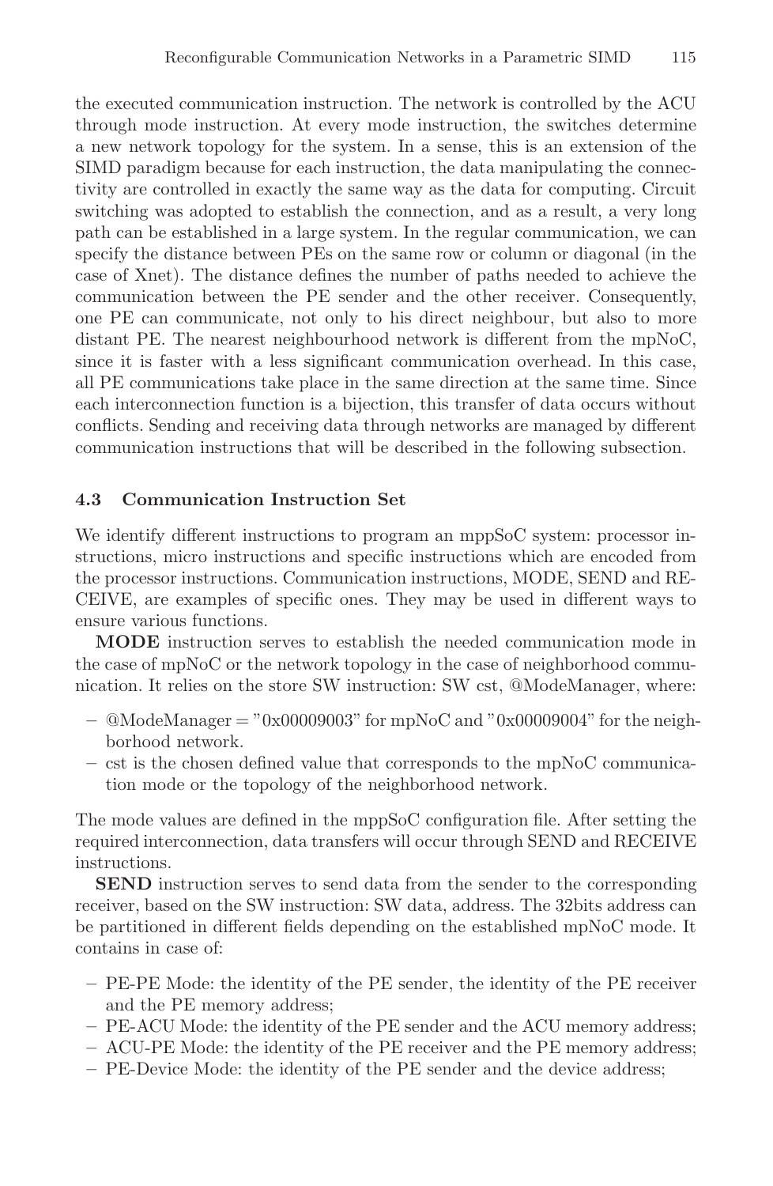the executed communication instruction. The network is controlled by the ACU through mode instruction. At every mode instruction, the switches determine a new network topology for the system. In a sense, this is an extension of the SIMD paradigm because for each instruction, the data manipulating the connectivity are controlled in exactly the same way as the data for computing. Circuit switching was adopted to establish the connection, and as a result, a very long path can be established in a large system. In the regular communication, we can specify the distance between PEs on the same row or column or diagonal (in the case of Xnet). The distance defines the number of paths needed to achieve the communication between the PE sender and the other receiver. Consequently, one PE can communicate, not only to his direct neighbour, but also to more distant PE. The nearest neighbourhood network is different from the mpNoC, since it is faster with a less significant communication overhead. In this case, all PE communications take place in the same direction at the same time. Since each interconnection function is a bijection, this transfer of data occurs without conflicts. Sending and receiving data through networks are managed by different communication instructions that will be described in the following subsection.

### 4.3 Communication Instruction Set

We identify different instructions to program an mppSoC system: processor instructions, micro instructions and specific instructions which are encoded from the processor instructions. Communication instructions, MODE, SEND and RECEIVE, are examples of specific ones. They may be used in different ways to ensure various functions.

**MODE** instruction serves to establish the needed communication mode in the case of mpNoC or the network topology in the case of neighborhood communication. It relies on the store SW instruction: SW cst, @ModeManager, where:

- @ModeManager = "0x00009003" for mpNoC and "0x00009004" for the neighborhood network.
- cst is the chosen defined value that corresponds to the mpNoC communication mode or the topology of the neighborhood network.

The mode values are defined in the mppSoC configuration file. After setting the required interconnection, data transfers will occur through SEND and RECEIVE instructions.

**SEND** instruction serves to send data from the sender to the corresponding receiver, based on the SW instruction: SW data, address. The 32bits address can be partitioned in different fields depending on the established mpNoC mode. It contains in case of:

- PE-PE Mode: the identity of the PE sender, the identity of the PE receiver and the PE memory address;
- PE-ACU Mode: the identity of the PE sender and the ACU memory address;
- ACU-PE Mode: the identity of the PE receiver and the PE memory address;
- PE-Device Mode: the identity of the PE sender and the device address;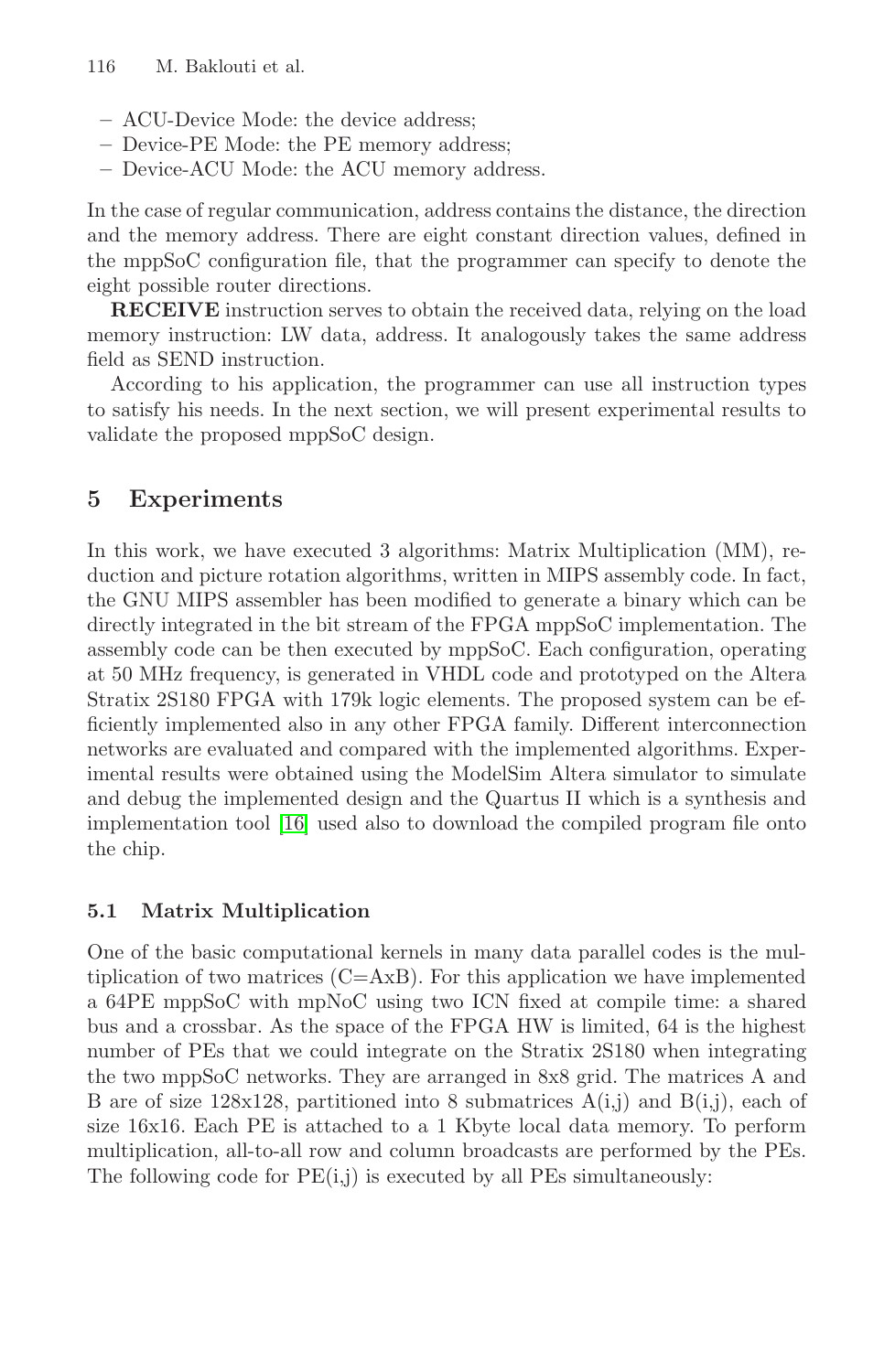- ACU-Device Mode: the device address;
- Device-PE Mode: the PE memory address;
- Device-ACU Mode: the ACU memory address.

In the case of regular communication, address contains the distance, the direction and the memory address. There are eight constant direction values, defined in the mppSoC configuration file, that the programmer can specify to denote the eight possible router directions.

**RECEIVE** instruction serves to obtain the received data, relying on the load memory instruction: LW data, address. It analogously takes the same address field as SEND instruction.

According to his application, the programmer can use all instruction types to satisfy his needs. In the next section, we will present experimental results to validate the proposed mppSoC design.

## 5 Experiments

In this work, we have executed 3 algorithms: Matrix Multiplication (MM), reduction and picture rotation algorithms, written in MIPS assembly code. In fact, the GNU MIPS assembler has been modified to generate a binary which can be directly integrated in the bit stream of the FPGA mppSoC implementation. The assembly code can be then executed by mppSoC. Each configuration, operating at 50 MHz frequency, is generated in VHDL code and prototyped on the Altera Stratix 2S180 FPGA with 179k logic elements. The proposed system can be efficiently implemented also in any other FPGA family. Different interconnection networks are evaluated and compared with the implemented algorithms. Experimental results were obtained using the ModelSim Altera simulator to simulate and debug the implemented design and the Quartus II which is a synthesis and implementation tool [16] used also to download the compiled program file onto the chip.

### 5.1 Matrix Multiplication

One of the basic computational kernels in many data parallel codes is the multiplication of two matrices (C=AxB). For this application we have implemented a 64PE mppSoC with mpNoC using two ICN fixed at compile time: a shared bus and a crossbar. As the space of the FPGA HW is limited, 64 is the highest number of PEs that we could integrate on the Stratix 2S180 when integrating the two mppSoC networks. They are arranged in 8x8 grid. The matrices A and B are of size 128x128, partitioned into 8 submatrices A(i,j) and B(i,j), each of size 16x16. Each PE is attached to a 1 Kbyte local data memory. To perform multiplication, all-to-all row and column broadcasts are performed by the PEs. The following code for PE(i,j) is executed by all PEs simultaneously: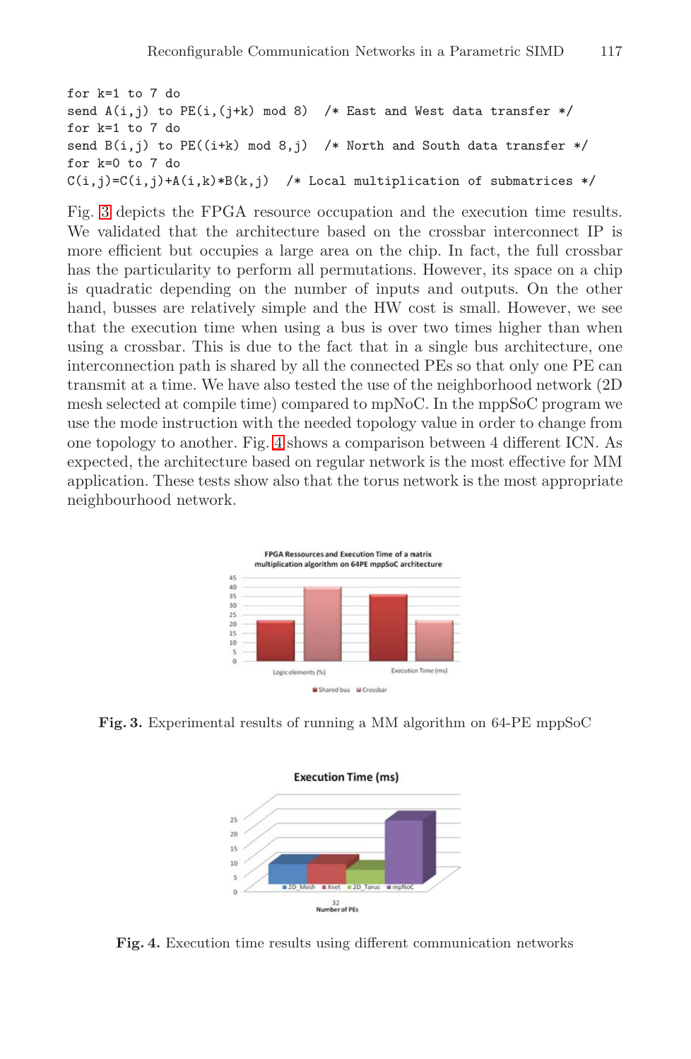```
for k=1 to 7 do
send A(i,j) to PE(i,(j+k) mod 8)  /* East and West data transfer */
for k=1 to 7 do
send B(i,j) to PE((i+k) mod 8,j)  /* North and South data transfer */
for k=0 to 7 do
C(i,j)=C(i,j)+A(i,k)*B(k,j)  /* Local multiplication of submatrices */
```

Fig. 3 depicts the FPGA resource occupation and the execution time results. We validated that the architecture based on the crossbar interconnect IP is more efficient but occupies a large area on the chip. In fact, the full crossbar has the particularity to perform all permutations. However, its space on a chip is quadratic depending on the number of inputs and outputs. On the other hand, busses are relatively simple and the HW cost is small. However, we see that the execution time when using a bus is over two times higher than when using a crossbar. This is due to the fact that in a single bus architecture, one interconnection path is shared by all the connected PEs so that only one PE can transmit at a time. We have also tested the use of the neighborhood network (2D mesh selected at compile time) compared to mpNoC. In the mppSoC program we use the mode instruction with the needed topology value in order to change from one topology to another. Fig. 4 shows a comparison between 4 different ICN. As expected, the architecture based on regular network is the most effective for MM application. These tests show also that the torus network is the most appropriate neighbourhood network.

**Fig. 3.** Experimental results of running a MM algorithm on 64-PE mppSoC

**Fig. 4.** Execution time results using different communication networks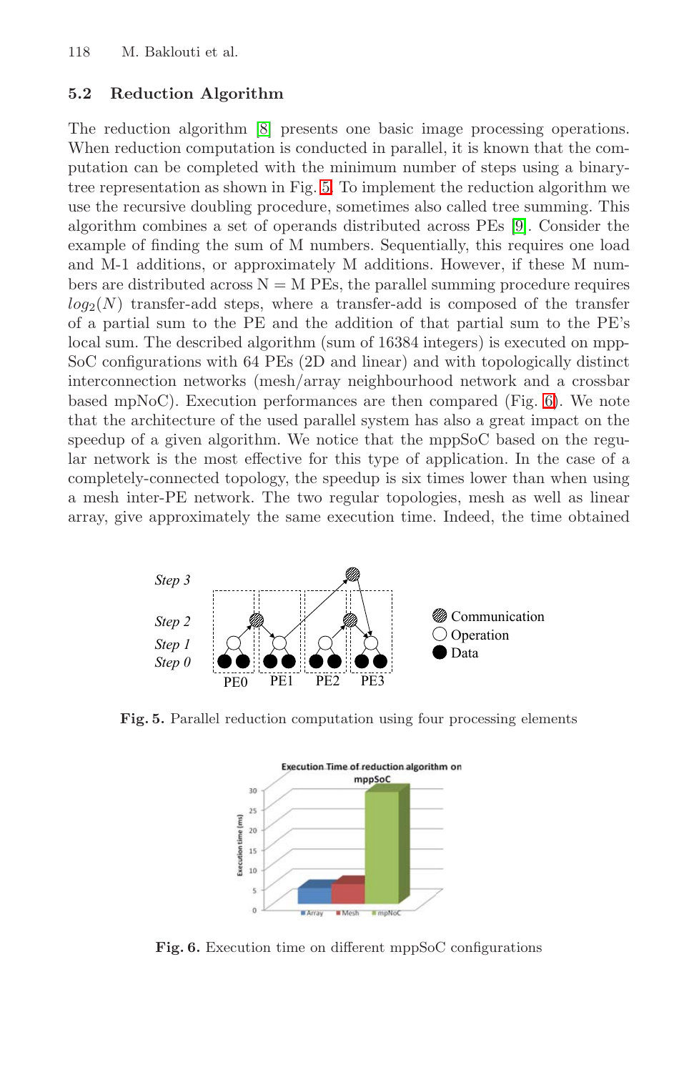## 5.2 Reduction Algorithm

The reduction algorithm [8] presents one basic image processing operations. When reduction computation is conducted in parallel, it is known that the computation can be completed with the minimum number of steps using a binary-tree representation as shown in Fig. 5. To implement the reduction algorithm we use the recursive doubling procedure, sometimes also called tree summing. This algorithm combines a set of operands distributed across PEs [9]. Consider the example of finding the sum of M numbers. Sequentially, this requires one load and M-1 additions, or approximately M additions. However, if these M numbers are distributed across N = M PEs, the parallel summing procedure requires $log_2(N)$ transfer-add steps, where a transfer-add is composed of the transfer of a partial sum to the PE and the addition of that partial sum to the PE's local sum. The described algorithm (sum of 16384 integers) is executed on mppSoC configurations with 64 PEs (2D and linear) and with topologically distinct interconnection networks (mesh/array neighbourhood network and a crossbar based mpNoC). Execution performances are then compared (Fig. 6). We note that the architecture of the used parallel system has also a great impact on the speedup of a given algorithm. We notice that the mppSoC based on the regular network is the most effective for this type of application. In the case of a completely-connected topology, the speedup is six times lower than when using a mesh inter-PE network. The two regular topologies, mesh as well as linear array, give approximately the same execution time. Indeed, the time obtained

**Fig. 5.** Parallel reduction computation using four processing elements

**Fig. 6.** Execution time on different mppSoC configurations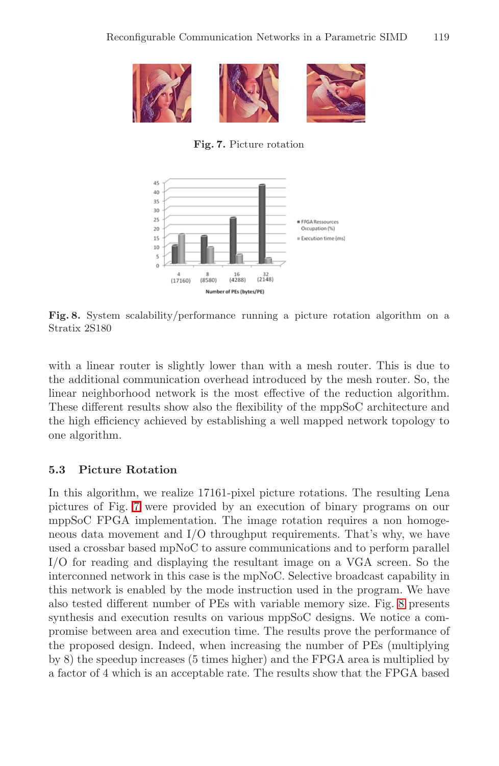Fig. 7. Picture rotation

Fig. 8. System scalability/performance running a picture rotation algorithm on a Stratix 2S180

with a linear router is slightly lower than with a mesh router. This is due to the additional communication overhead introduced by the mesh router. So, the linear neighborhood network is the most effective of the reduction algorithm. These different results show also the flexibility of the mppSoC architecture and the high efficiency achieved by establishing a well mapped network topology to one algorithm.

### 5.3 Picture Rotation

In this algorithm, we realize 17161-pixel picture rotations. The resulting Lena pictures of Fig. 7 were provided by an execution of binary programs on our mppSoC FPGA implementation. The image rotation requires a non homogeneous data movement and I/O throughput requirements. That's why, we have used a crossbar based mpNoC to assure communications and to perform parallel I/O for reading and displaying the resultant image on a VGA screen. So the interconned network in this case is the mpNoC. Selective broadcast capability in this network is enabled by the mode instruction used in the program. We have also tested different number of PEs with variable memory size. Fig. 8 presents synthesis and execution results on various mppSoC designs. We notice a compromise between area and execution time. The results prove the performance of the proposed design. Indeed, when increasing the number of PEs (multiplying by 8) the speedup increases (5 times higher) and the FPGA area is multiplied by a factor of 4 which is an acceptable rate. The results show that the FPGA based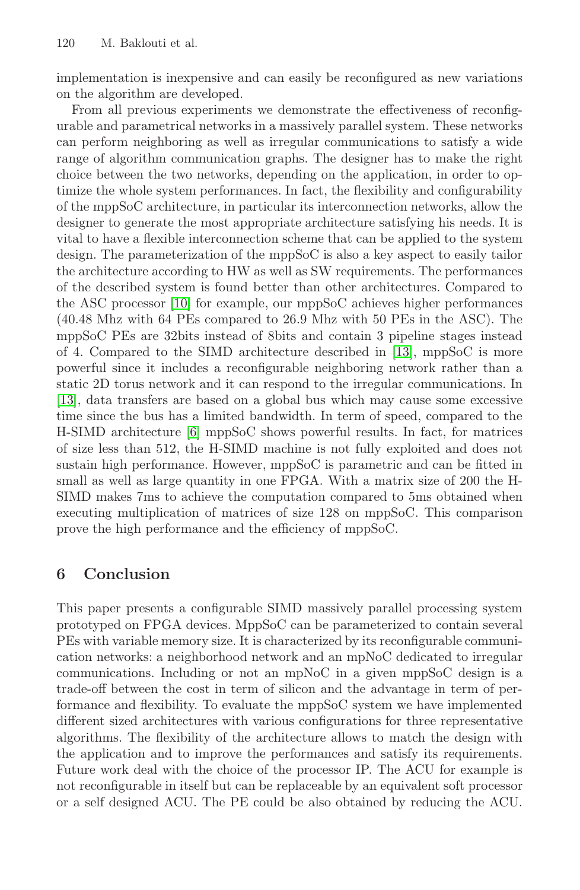implementation is inexpensive and can easily be reconfigured as new variations on the algorithm are developed.

From all previous experiments we demonstrate the effectiveness of reconfigurable and parametrical networks in a massively parallel system. These networks can perform neighboring as well as irregular communications to satisfy a wide range of algorithm communication graphs. The designer has to make the right choice between the two networks, depending on the application, in order to optimize the whole system performances. In fact, the flexibility and configurability of the mppSoC architecture, in particular its interconnection networks, allow the designer to generate the most appropriate architecture satisfying his needs. It is vital to have a flexible interconnection scheme that can be applied to the system design. The parameterization of the mppSoC is also a key aspect to easily tailor the architecture according to HW as well as SW requirements. The performances of the described system is found better than other architectures. Compared to the ASC processor [10] for example, our mppSoC achieves higher performances (40.48 Mhz with 64 PEs compared to 26.9 Mhz with 50 PEs in the ASC). The mppSoC PEs are 32bits instead of 8bits and contain 3 pipeline stages instead of 4. Compared to the SIMD architecture described in [13], mppSoC is more powerful since it includes a reconfigurable neighboring network rather than a static 2D torus network and it can respond to the irregular communications. In [13], data transfers are based on a global bus which may cause some excessive time since the bus has a limited bandwidth. In term of speed, compared to the H-SIMD architecture [6] mppSoC shows powerful results. In fact, for matrices of size less than 512, the H-SIMD machine is not fully exploited and does not sustain high performance. However, mppSoC is parametric and can be fitted in small as well as large quantity in one FPGA. With a matrix size of 200 the H-SIMD makes 7ms to achieve the computation compared to 5ms obtained when executing multiplication of matrices of size 128 on mppSoC. This comparison prove the high performance and the efficiency of mppSoC.

## 6 Conclusion

This paper presents a configurable SIMD massively parallel processing system prototyped on FPGA devices. MppSoC can be parameterized to contain several PEs with variable memory size. It is characterized by its reconfigurable communication networks: a neighborhood network and an mpNoC dedicated to irregular communications. Including or not an mpNoC in a given mppSoC design is a trade-off between the cost in term of silicon and the advantage in term of performance and flexibility. To evaluate the mppSoC system we have implemented different sized architectures with various configurations for three representative algorithms. The flexibility of the architecture allows to match the design with the application and to improve the performances and satisfy its requirements. Future work deal with the choice of the processor IP. The ACU for example is not reconfigurable in itself but can be replaceable by an equivalent soft processor or a self designed ACU. The PE could be also obtained by reducing the ACU.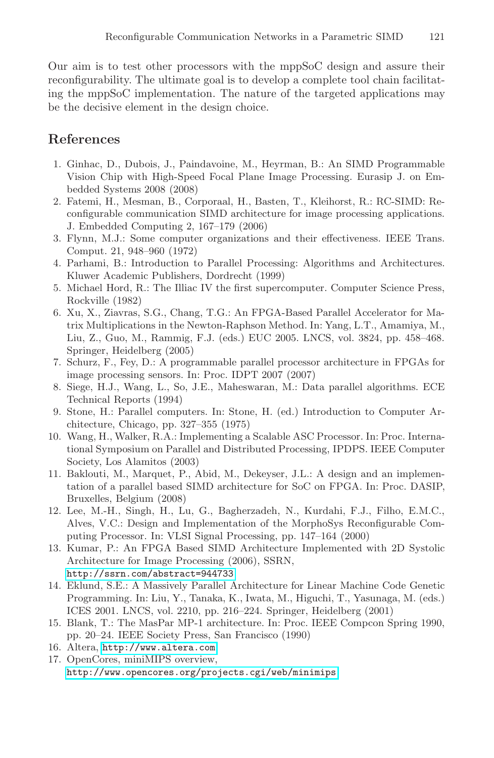Our aim is to test other processors with the mppSoC design and assure their reconfigurability. The ultimate goal is to develop a complete tool chain facilitating the mppSoC implementation. The nature of the targeted applications may be the decisive element in the design choice.

## References

1. Ginhac, D., Dubois, J., Paindavoine, M., Heyrman, B.: An SIMD Programmable Vision Chip with High-Speed Focal Plane Image Processing. Eurasip J. on Embedded Systems 2008 (2008)
2. Fatemi, H., Mesman, B., Corporaal, H., Basten, T., Kleihorst, R.: RC-SIMD: Reconfigurable communication SIMD architecture for image processing applications. J. Embedded Computing 2, 167–179 (2006)
3. Flynn, M.J.: Some computer organizations and their effectiveness. IEEE Trans. Comput. 21, 948–960 (1972)
4. Parhami, B.: Introduction to Parallel Processing: Algorithms and Architectures. Kluwer Academic Publishers, Dordrecht (1999)
5. Michael Hord, R.: The Illiac IV the first supercomputer. Computer Science Press, Rockville (1982)
6. Xu, X., Ziavras, S.G., Chang, T.G.: An FPGA-Based Parallel Accelerator for Matrix Multiplications in the Newton-Raphson Method. In: Yang, L.T., Amamiya, M., Liu, Z., Guo, M., Rammig, F.J. (eds.) EUC 2005. LNCS, vol. 3824, pp. 458–468. Springer, Heidelberg (2005)
7. Schurz, F., Fey, D.: A programmable parallel processor architecture in FPGAs for image processing sensors. In: Proc. IDPT 2007 (2007)
8. Siege, H.J., Wang, L., So, J.E., Maheswaran, M.: Data parallel algorithms. ECE Technical Reports (1994)
9. Stone, H.: Parallel computers. In: Stone, H. (ed.) Introduction to Computer Architecture, Chicago, pp. 327–355 (1975)
10. Wang, H., Walker, R.A.: Implementing a Scalable ASC Processor. In: Proc. International Symposium on Parallel and Distributed Processing, IPDPS. IEEE Computer Society, Los Alamitos (2003)
11. Baklouti, M., Marquet, P., Abid, M., Dekeyser, J.L.: A design and an implementation of a parallel based SIMD architecture for SoC on FPGA. In: Proc. DASIP, Bruxelles, Belgium (2008)
12. Lee, M.-H., Singh, H., Lu, G., Bagherzadeh, N., Kurdahi, F.J., Filho, E.M.C., Alves, V.C.: Design and Implementation of the MorphoSys Reconfigurable Computing Processor. In: VLSI Signal Processing, pp. 147–164 (2000)
13. Kumar, P.: An FPGA Based SIMD Architecture Implemented with 2D Systolic Architecture for Image Processing (2006), SSRN, http://ssrn.com/abstract=944733
14. Eklund, S.E.: A Massively Parallel Architecture for Linear Machine Code Genetic Programming. In: Liu, Y., Tanaka, K., Iwata, M., Higuchi, T., Yasunaga, M. (eds.) ICES 2001. LNCS, vol. 2210, pp. 216–224. Springer, Heidelberg (2001)
15. Blank, T.: The MasPar MP-1 architecture. In: Proc. IEEE Compcon Spring 1990, pp. 20–24. IEEE Society Press, San Francisco (1990)
16. Altera, http://www.altera.com
17. OpenCores, miniMIPS overview, http://www.opencores.org/projects.cgi/web/minimips